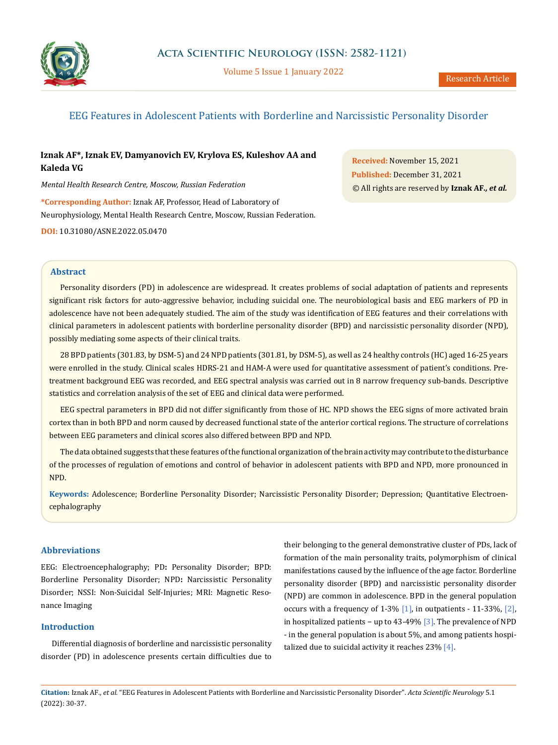# EEG Features in Adolescent Patients with Borderline and Narcissistic Personality Disorder

**Iznak AF\*, Iznak EV, Damyanovich EV, Krylova ES, Kuleshov AA and Kaleda VG**

*Mental Health Research Centre, Moscow, Russian Federation*

**\*Corresponding Author:** Iznak AF, Professor, Head of Laboratory of Neurophysiology, Mental Health Research Centre, Moscow, Russian Federation.

**DOI:** 10.31080/ASNE.2022.05.0470

**Received:** November 15, 2021
**Published:** December 31, 2021
© All rights are reserved by **Iznak AF*., et al.***

## Abstract

Personality disorders (PD) in adolescence are widespread. It creates problems of social adaptation of patients and represents significant risk factors for auto-aggressive behavior, including suicidal one. The neurobiological basis and EEG markers of PD in adolescence have not been adequately studied. The aim of the study was identification of EEG features and their correlations with clinical parameters in adolescent patients with borderline personality disorder (BPD) and narcissistic personality disorder (NPD), possibly mediating some aspects of their clinical traits.

28 BPD patients (301.83, by DSM-5) and 24 NPD patients (301.81, by DSM-5), as well as 24 healthy controls (HC) aged 16-25 years were enrolled in the study. Clinical scales HDRS-21 and HAM-A were used for quantitative assessment of patient's conditions. Pre-treatment background EEG was recorded, and EEG spectral analysis was carried out in 8 narrow frequency sub-bands. Descriptive statistics and correlation analysis of the set of EEG and clinical data were performed.

EEG spectral parameters in BPD did not differ significantly from those of HC. NPD shows the EEG signs of more activated brain cortex than in both BPD and norm caused by decreased functional state of the anterior cortical regions. The structure of correlations between EEG parameters and clinical scores also differed between BPD and NPD.

The data obtained suggests that these features of the functional organization of the brain activity may contribute to the disturbance of the processes of regulation of emotions and control of behavior in adolescent patients with BPD and NPD, more pronounced in NPD.

**Keywords:** Adolescence; Borderline Personality Disorder; Narcissistic Personality Disorder; Depression; Quantitative Electroencephalography

## Abbreviations

EEG: Electroencephalography; PD: Personality Disorder; BPD: Borderline Personality Disorder; NPD: Narcissistic Personality Disorder; NSSI: Non-Suicidal Self-Injuries; MRI: Magnetic Resonance Imaging

## Introduction

Differential diagnosis of borderline and narcissistic personality disorder (PD) in adolescence presents certain difficulties due to their belonging to the general demonstrative cluster of PDs, lack of formation of the main personality traits, polymorphism of clinical manifestations caused by the influence of the age factor. Borderline personality disorder (BPD) and narcissistic personality disorder (NPD) are common in adolescence. BPD in the general population occurs with a frequency of 1-3% [1], in outpatients - 11-33%, [2], in hospitalized patients – up to 43-49% [3]. The prevalence of NPD - in the general population is about 5%, and among patients hospitalized due to suicidal activity it reaches 23% [4].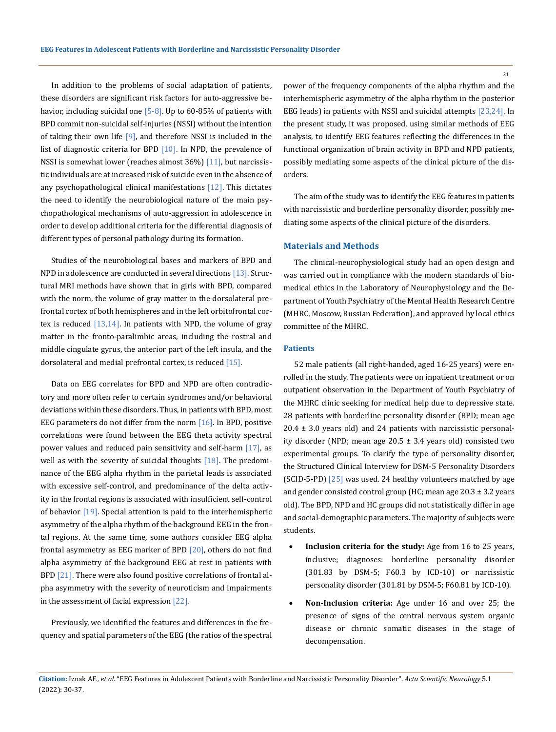In addition to the problems of social adaptation of patients, these disorders are significant risk factors for auto-aggressive behavior, including suicidal one [5-8]. Up to 60-85% of patients with BPD commit non-suicidal self-injuries (NSSI) without the intention of taking their own life [9], and therefore NSSI is included in the list of diagnostic criteria for BPD [10]. In NPD, the prevalence of NSSI is somewhat lower (reaches almost 36%) [11], but narcissistic individuals are at increased risk of suicide even in the absence of any psychopathological clinical manifestations [12]. This dictates the need to identify the neurobiological nature of the main psychopathological mechanisms of auto-aggression in adolescence in order to develop additional criteria for the differential diagnosis of different types of personal pathology during its formation.

Studies of the neurobiological bases and markers of BPD and NPD in adolescence are conducted in several directions [13]. Structural MRI methods have shown that in girls with BPD, compared with the norm, the volume of gray matter in the dorsolateral prefrontal cortex of both hemispheres and in the left orbitofrontal cortex is reduced [13,14]. In patients with NPD, the volume of gray matter in the fronto-paralimbic areas, including the rostral and middle cingulate gyrus, the anterior part of the left insula, and the dorsolateral and medial prefrontal cortex, is reduced [15].

Data on EEG correlates for BPD and NPD are often contradictory and more often refer to certain syndromes and/or behavioral deviations within these disorders. Thus, in patients with BPD, most EEG parameters do not differ from the norm [16]. In BPD, positive correlations were found between the EEG theta activity spectral power values and reduced pain sensitivity and self-harm [17], as well as with the severity of suicidal thoughts [18]. The predominance of the EEG alpha rhythm in the parietal leads is associated with excessive self-control, and predominance of the delta activity in the frontal regions is associated with insufficient self-control of behavior [19]. Special attention is paid to the interhemispheric asymmetry of the alpha rhythm of the background EEG in the frontal regions. At the same time, some authors consider EEG alpha frontal asymmetry as EEG marker of BPD [20], others do not find alpha asymmetry of the background EEG at rest in patients with BPD [21]. There were also found positive correlations of frontal alpha asymmetry with the severity of neuroticism and impairments in the assessment of facial expression [22].

Previously, we identified the features and differences in the frequency and spatial parameters of the EEG (the ratios of the spectral power of the frequency components of the alpha rhythm and the interhemispheric asymmetry of the alpha rhythm in the posterior EEG leads) in patients with NSSI and suicidal attempts [23,24]. In the present study, it was proposed, using similar methods of EEG analysis, to identify EEG features reflecting the differences in the functional organization of brain activity in BPD and NPD patients, possibly mediating some aspects of the clinical picture of the disorders.

The aim of the study was to identify the EEG features in patients with narcissistic and borderline personality disorder, possibly mediating some aspects of the clinical picture of the disorders.

## Materials and Methods

The clinical-neurophysiological study had an open design and was carried out in compliance with the modern standards of biomedical ethics in the Laboratory of Neurophysiology and the Department of Youth Psychiatry of the Mental Health Research Centre (MHRC, Moscow, Russian Federation), and approved by local ethics committee of the MHRC.

### Patients

52 male patients (all right-handed, aged 16-25 years) were enrolled in the study. The patients were on inpatient treatment or on outpatient observation in the Department of Youth Psychiatry of the MHRC clinic seeking for medical help due to depressive state. 28 patients with borderline personality disorder (BPD; mean age 20.4 ± 3.0 years old) and 24 patients with narcissistic personality disorder (NPD; mean age 20.5 ± 3.4 years old) consisted two experimental groups. To clarify the type of personality disorder, the Structured Clinical Interview for DSM-5 Personality Disorders (SCID-5-PD) [25] was used. 24 healthy volunteers matched by age and gender consisted control group (HC; mean age 20.3 ± 3.2 years old). The BPD, NPD and HC groups did not statistically differ in age and social-demographic parameters. The majority of subjects were students.

- **Inclusion criteria for the study:** Age from 16 to 25 years, inclusive; diagnoses: borderline personality disorder (301.83 by DSM-5; F60.3 by ICD-10) or narcissistic personality disorder (301.81 by DSM-5; F60.81 by ICD-10).
- **Non-Inclusion criteria:** Age under 16 and over 25; the presence of signs of the central nervous system organic disease or chronic somatic diseases in the stage of decompensation.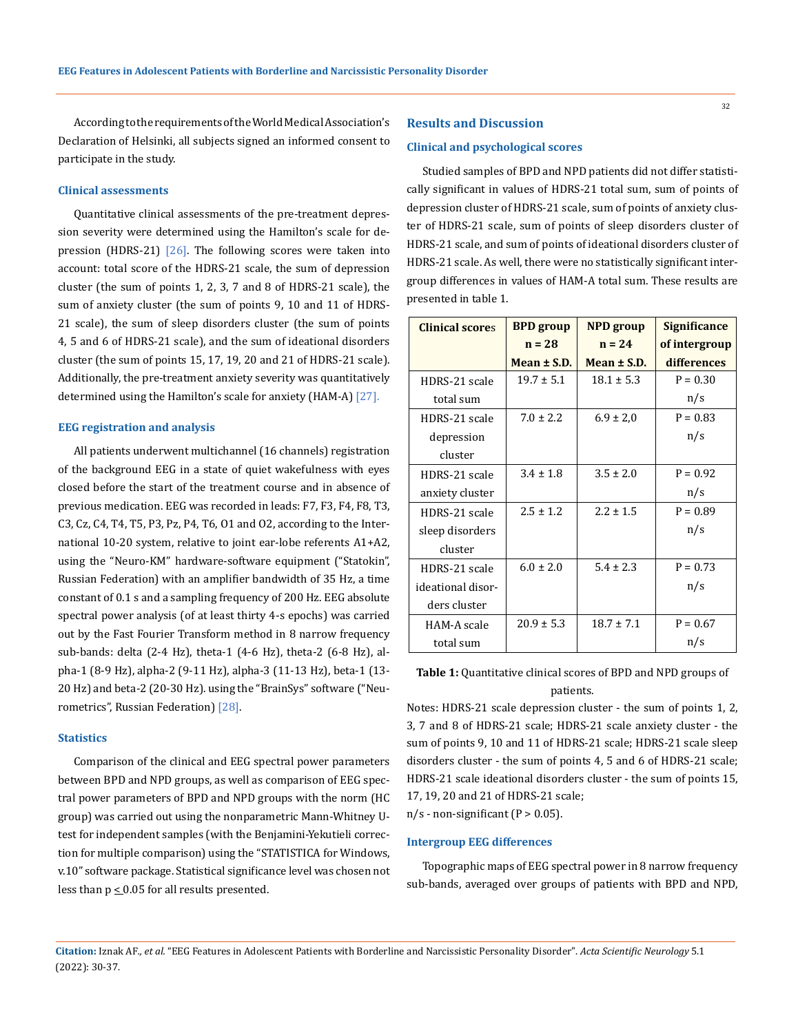According to the requirements of the World Medical Association's Declaration of Helsinki, all subjects signed an informed consent to participate in the study.

### Clinical assessments

Quantitative clinical assessments of the pre-treatment depression severity were determined using the Hamilton's scale for depression (HDRS-21) [26]. The following scores were taken into account: total score of the HDRS-21 scale, the sum of depression cluster (the sum of points 1, 2, 3, 7 and 8 of HDRS-21 scale), the sum of anxiety cluster (the sum of points 9, 10 and 11 of HDRS-21 scale), the sum of sleep disorders cluster (the sum of points 4, 5 and 6 of HDRS-21 scale), and the sum of ideational disorders cluster (the sum of points 15, 17, 19, 20 and 21 of HDRS-21 scale). Additionally, the pre-treatment anxiety severity was quantitatively determined using the Hamilton's scale for anxiety (HAM-A) [27].

### EEG registration and analysis

All patients underwent multichannel (16 channels) registration of the background EEG in a state of quiet wakefulness with eyes closed before the start of the treatment course and in absence of previous medication. EEG was recorded in leads: F7, F3, F4, F8, T3, C3, Cz, C4, T4, T5, P3, Pz, P4, T6, O1 and O2, according to the International 10-20 system, relative to joint ear-lobe referents A1+A2, using the "Neuro-KM" hardware-software equipment ("Statokin", Russian Federation) with an amplifier bandwidth of 35 Hz, a time constant of 0.1 s and a sampling frequency of 200 Hz. EEG absolute spectral power analysis (of at least thirty 4-s epochs) was carried out by the Fast Fourier Transform method in 8 narrow frequency sub-bands: delta (2-4 Hz), theta-1 (4-6 Hz), theta-2 (6-8 Hz), alpha-1 (8-9 Hz), alpha-2 (9-11 Hz), alpha-3 (11-13 Hz), beta-1 (13-20 Hz) and beta-2 (20-30 Hz). using the "BrainSys" software ("Neurometrics", Russian Federation) [28].

### Statistics

Comparison of the clinical and EEG spectral power parameters between BPD and NPD groups, as well as comparison of EEG spectral power parameters of BPD and NPD groups with the norm (HC group) was carried out using the nonparametric Mann-Whitney U-test for independent samples (with the Benjamini-Yekutieli correction for multiple comparison) using the "STATISTICA for Windows, v.10" software package. Statistical significance level was chosen not less than $p \leq 0.05$ for all results presented.

## Results and Discussion

### Clinical and psychological scores

Studied samples of BPD and NPD patients did not differ statistically significant in values of HDRS-21 total sum, sum of points of depression cluster of HDRS-21 scale, sum of points of anxiety cluster of HDRS-21 scale, sum of points of sleep disorders cluster of HDRS-21 scale, and sum of points of ideational disorders cluster of HDRS-21 scale. As well, there were no statistically significant intergroup differences in values of HAM-A total sum. These results are presented in table 1.

| Clinical scores | BPD group n = 28 Mean ± S.D. | NPD group n = 24 Mean ± S.D. | Significance of intergroup differences |
|---|---|---|---|
| HDRS-21 scale total sum | 19.7 ± 5.1 | 18.1 ± 5.3 | P = 0.30 n/s |
| HDRS-21 scale depression cluster | 7.0 ± 2.2 | 6.9 ± 2,0 | P = 0.83 n/s |
| HDRS-21 scale anxiety cluster | 3.4 ± 1.8 | 3.5 ± 2.0 | P = 0.92 n/s |
| HDRS-21 scale sleep disorders cluster | 2.5 ± 1.2 | 2.2 ± 1.5 | P = 0.89 n/s |
| HDRS-21 scale ideational disorders cluster | 6.0 ± 2.0 | 5.4 ± 2.3 | P = 0.73 n/s |
| HAM-A scale total sum | 20.9 ± 5.3 | 18.7 ± 7.1 | P = 0.67 n/s |

**Table 1:** Quantitative clinical scores of BPD and NPD groups of patients.

Notes: HDRS-21 scale depression cluster - the sum of points 1, 2, 3, 7 and 8 of HDRS-21 scale; HDRS-21 scale anxiety cluster - the sum of points 9, 10 and 11 of HDRS-21 scale; HDRS-21 scale sleep disorders cluster - the sum of points 4, 5 and 6 of HDRS-21 scale; HDRS-21 scale ideational disorders cluster - the sum of points 15, 17, 19, 20 and 21 of HDRS-21 scale;
n/s - non-significant ($P > 0.05$).

### Intergroup EEG differences

Topographic maps of EEG spectral power in 8 narrow frequency sub-bands, averaged over groups of patients with BPD and NPD,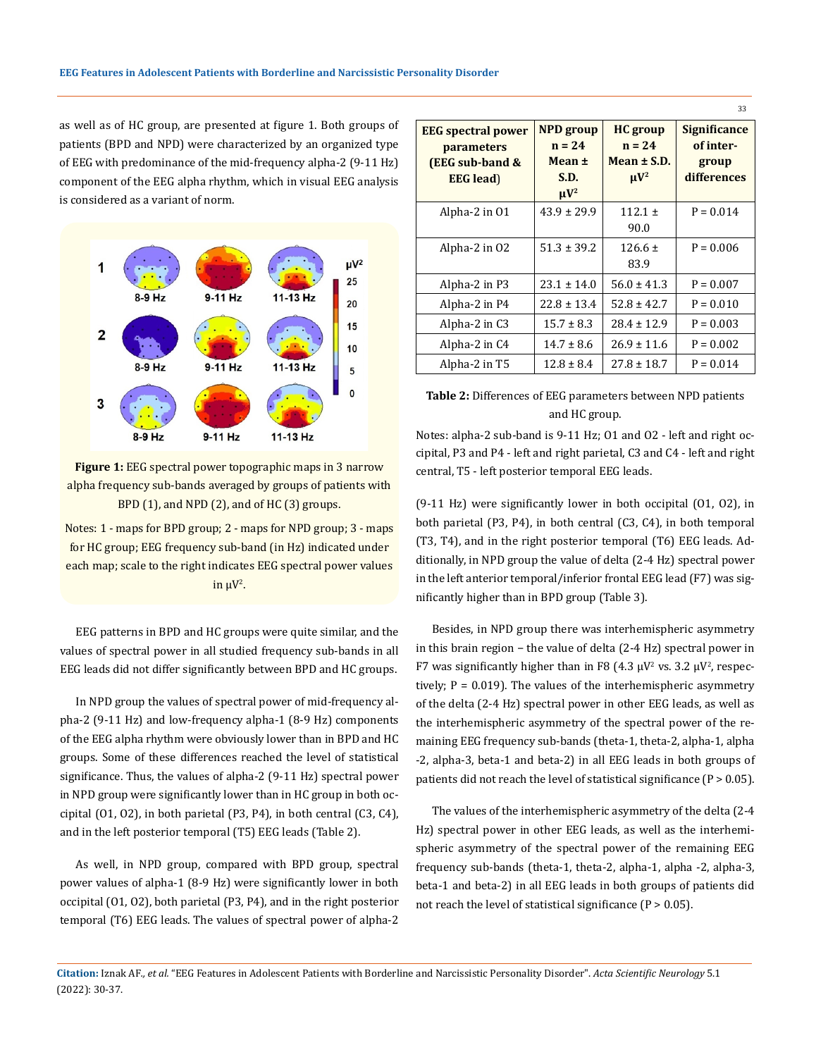as well as of HC group, are presented at figure 1. Both groups of patients (BPD and NPD) were characterized by an organized type of EEG with predominance of the mid-frequency alpha-2 (9-11 Hz) component of the EEG alpha rhythm, which in visual EEG analysis is considered as a variant of norm.

**Figure 1:** EEG spectral power topographic maps in 3 narrow alpha frequency sub-bands averaged by groups of patients with BPD (1), and NPD (2), and of HC (3) groups.

Notes: 1 - maps for BPD group; 2 - maps for NPD group; 3 - maps for HC group; EEG frequency sub-band (in Hz) indicated under each map; scale to the right indicates EEG spectral power values in μV².

EEG patterns in BPD and HC groups were quite similar, and the values of spectral power in all studied frequency sub-bands in all EEG leads did not differ significantly between BPD and HC groups.

In NPD group the values of spectral power of mid-frequency alpha-2 (9-11 Hz) and low-frequency alpha-1 (8-9 Hz) components of the EEG alpha rhythm were obviously lower than in BPD and HC groups. Some of these differences reached the level of statistical significance. Thus, the values of alpha-2 (9-11 Hz) spectral power in NPD group were significantly lower than in HC group in both occipital (O1, O2), in both parietal (P3, P4), in both central (C3, C4), and in the left posterior temporal (T5) EEG leads (Table 2).

As well, in NPD group, compared with BPD group, spectral power values of alpha-1 (8-9 Hz) were significantly lower in both occipital (O1, O2), both parietal (P3, P4), and in the right posterior temporal (T6) EEG leads. The values of spectral power of alpha-2

| EEG spectral power parameters (EEG sub-band & EEG lead) | NPD group n = 24 Mean ± S.D. μV² | HC group n = 24 Mean ± S.D. μV² | Significance of inter-group differences |
|---|---|---|---|
| Alpha-2 in O1 | 43.9 ± 29.9 | 112.1 ± 90.0 | P = 0.014 |
| Alpha-2 in O2 | 51.3 ± 39.2 | 126.6 ± 83.9 | P = 0.006 |
| Alpha-2 in P3 | 23.1 ± 14.0 | 56.0 ± 41.3 | P = 0.007 |
| Alpha-2 in P4 | 22.8 ± 13.4 | 52.8 ± 42.7 | P = 0.010 |
| Alpha-2 in C3 | 15.7 ± 8.3 | 28.4 ± 12.9 | P = 0.003 |
| Alpha-2 in C4 | 14.7 ± 8.6 | 26.9 ± 11.6 | P = 0.002 |
| Alpha-2 in T5 | 12.8 ± 8.4 | 27.8 ± 18.7 | P = 0.014 |

**Table 2:** Differences of EEG parameters between NPD patients and HC group.

Notes: alpha-2 sub-band is 9-11 Hz; O1 and O2 - left and right occipital, P3 and P4 - left and right parietal, C3 and C4 - left and right central, T5 - left posterior temporal EEG leads.

(9-11 Hz) were significantly lower in both occipital (O1, O2), in both parietal (P3, P4), in both central (C3, C4), in both temporal (T3, T4), and in the right posterior temporal (T6) EEG leads. Additionally, in NPD group the value of delta (2-4 Hz) spectral power in the left anterior temporal/inferior frontal EEG lead (F7) was significantly higher than in BPD group (Table 3).

Besides, in NPD group there was interhemispheric asymmetry in this brain region – the value of delta (2-4 Hz) spectral power in F7 was significantly higher than in F8 (4.3 μV² vs. 3.2 μV², respectively; P = 0.019). The values of the interhemispheric asymmetry of the delta (2-4 Hz) spectral power in other EEG leads, as well as the interhemispheric asymmetry of the spectral power of the remaining EEG frequency sub-bands (theta-1, theta-2, alpha-1, alpha -2, alpha-3, beta-1 and beta-2) in all EEG leads in both groups of patients did not reach the level of statistical significance (P > 0.05).

The values of the interhemispheric asymmetry of the delta (2-4 Hz) spectral power in other EEG leads, as well as the interhemispheric asymmetry of the spectral power of the remaining EEG frequency sub-bands (theta-1, theta-2, alpha-1, alpha -2, alpha-3, beta-1 and beta-2) in all EEG leads in both groups of patients did not reach the level of statistical significance (P > 0.05).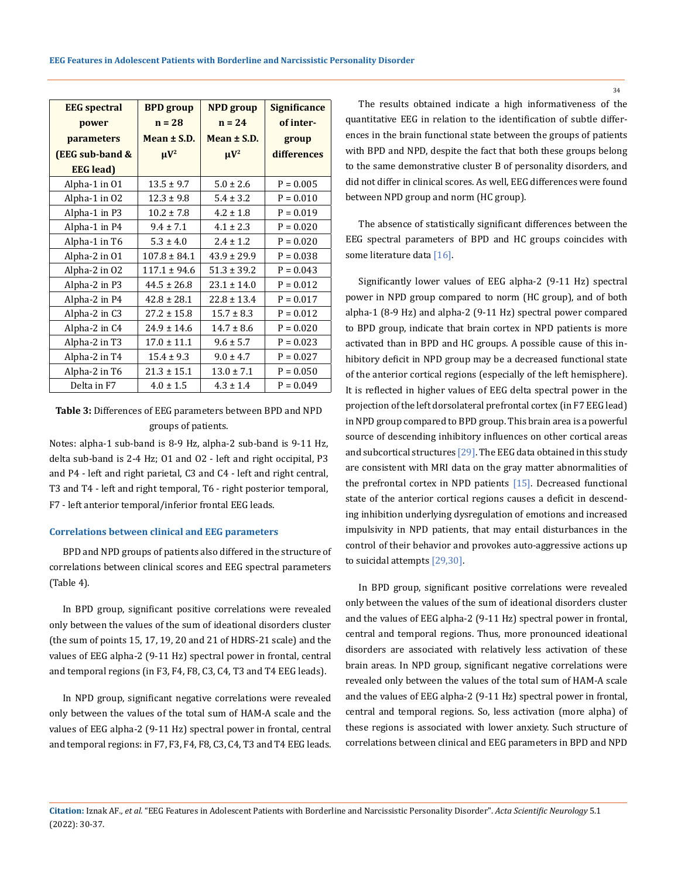| EEG spectral power parameters (EEG sub-band & EEG lead) | BPD group n = 28 Mean ± S.D. μV² | NPD group n = 24 Mean ± S.D. μV² | Significance of inter-group differences |
|---|---|---|---|
| Alpha-1 in O1 | 13.5 ± 9.7 | 5.0 ± 2.6 | P = 0.005 |
| Alpha-1 in O2 | 12.3 ± 9.8 | 5.4 ± 3.2 | P = 0.010 |
| Alpha-1 in P3 | 10.2 ± 7.8 | 4.2 ± 1.8 | P = 0.019 |
| Alpha-1 in P4 | 9.4 ± 7.1 | 4.1 ± 2.3 | P = 0.020 |
| Alpha-1 in T6 | 5.3 ± 4.0 | 2.4 ± 1.2 | P = 0.020 |
| Alpha-2 in O1 | 107.8 ± 84.1 | 43.9 ± 29.9 | P = 0.038 |
| Alpha-2 in O2 | 117.1 ± 94.6 | 51.3 ± 39.2 | P = 0.043 |
| Alpha-2 in P3 | 44.5 ± 26.8 | 23.1 ± 14.0 | P = 0.012 |
| Alpha-2 in P4 | 42.8 ± 28.1 | 22.8 ± 13.4 | P = 0.017 |
| Alpha-2 in C3 | 27.2 ± 15.8 | 15.7 ± 8.3 | P = 0.012 |
| Alpha-2 in C4 | 24.9 ± 14.6 | 14.7 ± 8.6 | P = 0.020 |
| Alpha-2 in T3 | 17.0 ± 11.1 | 9.6 ± 5.7 | P = 0.023 |
| Alpha-2 in T4 | 15.4 ± 9.3 | 9.0 ± 4.7 | P = 0.027 |
| Alpha-2 in T6 | 21.3 ± 15.1 | 13.0 ± 7.1 | P = 0.050 |
| Delta in F7 | 4.0 ± 1.5 | 4.3 ± 1.4 | P = 0.049 |

**Table 3:** Differences of EEG parameters between BPD and NPD groups of patients.

Notes: alpha-1 sub-band is 8-9 Hz, alpha-2 sub-band is 9-11 Hz, delta sub-band is 2-4 Hz; O1 and O2 - left and right occipital, P3 and P4 - left and right parietal, C3 and C4 - left and right central, T3 and T4 - left and right temporal, T6 - right posterior temporal, F7 - left anterior temporal/inferior frontal EEG leads.

### Correlations between clinical and EEG parameters

BPD and NPD groups of patients also differed in the structure of correlations between clinical scores and EEG spectral parameters (Table 4).

In BPD group, significant positive correlations were revealed only between the values of the sum of ideational disorders cluster (the sum of points 15, 17, 19, 20 and 21 of HDRS-21 scale) and the values of EEG alpha-2 (9-11 Hz) spectral power in frontal, central and temporal regions (in F3, F4, F8, C3, C4, T3 and T4 EEG leads).

In NPD group, significant negative correlations were revealed only between the values of the total sum of HAM-A scale and the values of EEG alpha-2 (9-11 Hz) spectral power in frontal, central and temporal regions: in F7, F3, F4, F8, C3, C4, T3 and T4 EEG leads.

The results obtained indicate a high informativeness of the quantitative EEG in relation to the identification of subtle differences in the brain functional state between the groups of patients with BPD and NPD, despite the fact that both these groups belong to the same demonstrative cluster B of personality disorders, and did not differ in clinical scores. As well, EEG differences were found between NPD group and norm (HC group).

The absence of statistically significant differences between the EEG spectral parameters of BPD and HC groups coincides with some literature data [16].

Significantly lower values of EEG alpha-2 (9-11 Hz) spectral power in NPD group compared to norm (HC group), and of both alpha-1 (8-9 Hz) and alpha-2 (9-11 Hz) spectral power compared to BPD group, indicate that brain cortex in NPD patients is more activated than in BPD and HC groups. A possible cause of this inhibitory deficit in NPD group may be a decreased functional state of the anterior cortical regions (especially of the left hemisphere). It is reflected in higher values of EEG delta spectral power in the projection of the left dorsolateral prefrontal cortex (in F7 EEG lead) in NPD group compared to BPD group. This brain area is a powerful source of descending inhibitory influences on other cortical areas and subcortical structures [29]. The EEG data obtained in this study are consistent with MRI data on the gray matter abnormalities of the prefrontal cortex in NPD patients [15]. Decreased functional state of the anterior cortical regions causes a deficit in descending inhibition underlying dysregulation of emotions and increased impulsivity in NPD patients, that may entail disturbances in the control of their behavior and provokes auto-aggressive actions up to suicidal attempts [29,30].

In BPD group, significant positive correlations were revealed only between the values of the sum of ideational disorders cluster and the values of EEG alpha-2 (9-11 Hz) spectral power in frontal, central and temporal regions. Thus, more pronounced ideational disorders are associated with relatively less activation of these brain areas. In NPD group, significant negative correlations were revealed only between the values of the total sum of HAM-A scale and the values of EEG alpha-2 (9-11 Hz) spectral power in frontal, central and temporal regions. So, less activation (more alpha) of these regions is associated with lower anxiety. Such structure of correlations between clinical and EEG parameters in BPD and NPD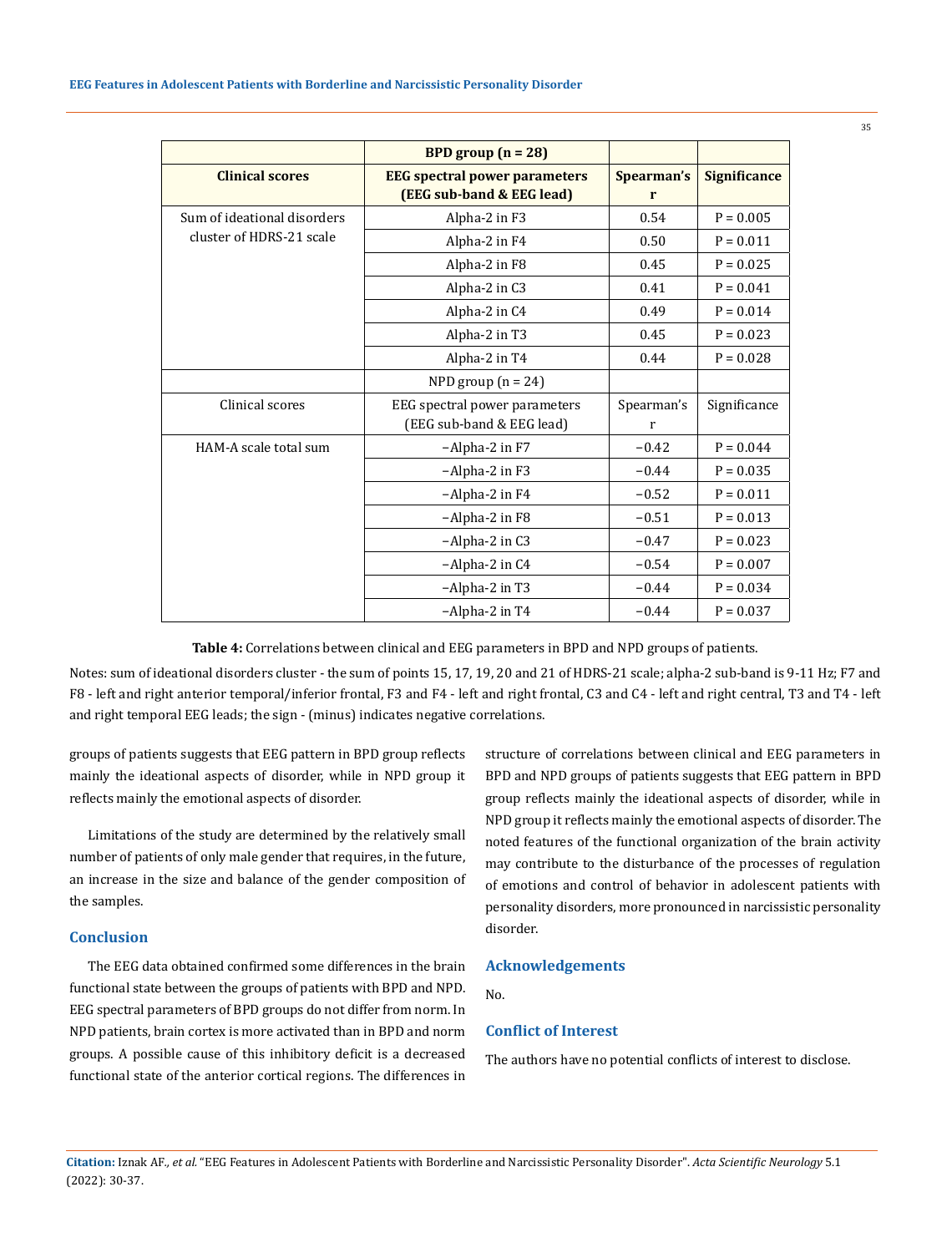| | BPD group (n = 28) | | |
|---|---|---|---|
| **Clinical scores** | **EEG spectral power parameters (EEG sub-band & EEG lead)** | **Spearman's r** | **Significance** |
| Sum of ideational disorders cluster of HDRS-21 scale | Alpha-2 in F3 | 0.54 | P = 0.005 |
| | Alpha-2 in F4 | 0.50 | P = 0.011 |
| | Alpha-2 in F8 | 0.45 | P = 0.025 |
| | Alpha-2 in C3 | 0.41 | P = 0.041 |
| | Alpha-2 in C4 | 0.49 | P = 0.014 |
| | Alpha-2 in T3 | 0.45 | P = 0.023 |
| | Alpha-2 in T4 | 0.44 | P = 0.028 |
| | NPD group (n = 24) | | |
| Clinical scores | EEG spectral power parameters (EEG sub-band & EEG lead) | Spearman's r | Significance |
| HAM-A scale total sum | −Alpha-2 in F7 | −0.42 | P = 0.044 |
| | −Alpha-2 in F3 | −0.44 | P = 0.035 |
| | −Alpha-2 in F4 | −0.52 | P = 0.011 |
| | −Alpha-2 in F8 | −0.51 | P = 0.013 |
| | −Alpha-2 in C3 | −0.47 | P = 0.023 |
| | −Alpha-2 in C4 | −0.54 | P = 0.007 |
| | −Alpha-2 in T3 | −0.44 | P = 0.034 |
| | −Alpha-2 in T4 | −0.44 | P = 0.037 |

**Table 4:** Correlations between clinical and EEG parameters in BPD and NPD groups of patients.

Notes: sum of ideational disorders cluster - the sum of points 15, 17, 19, 20 and 21 of HDRS-21 scale; alpha-2 sub-band is 9-11 Hz; F7 and F8 - left and right anterior temporal/inferior frontal, F3 and F4 - left and right frontal, C3 and C4 - left and right central, T3 and T4 - left and right temporal EEG leads; the sign - (minus) indicates negative correlations.

groups of patients suggests that EEG pattern in BPD group reflects mainly the ideational aspects of disorder, while in NPD group it reflects mainly the emotional aspects of disorder.

Limitations of the study are determined by the relatively small number of patients of only male gender that requires, in the future, an increase in the size and balance of the gender composition of the samples.

## Conclusion

The EEG data obtained confirmed some differences in the brain functional state between the groups of patients with BPD and NPD. EEG spectral parameters of BPD groups do not differ from norm. In NPD patients, brain cortex is more activated than in BPD and norm groups. A possible cause of this inhibitory deficit is a decreased functional state of the anterior cortical regions. The differences in structure of correlations between clinical and EEG parameters in BPD and NPD groups of patients suggests that EEG pattern in BPD group reflects mainly the ideational aspects of disorder, while in NPD group it reflects mainly the emotional aspects of disorder. The noted features of the functional organization of the brain activity may contribute to the disturbance of the processes of regulation of emotions and control of behavior in adolescent patients with personality disorders, more pronounced in narcissistic personality disorder.

## Acknowledgements

No.

## Conflict of Interest

The authors have no potential conflicts of interest to disclose.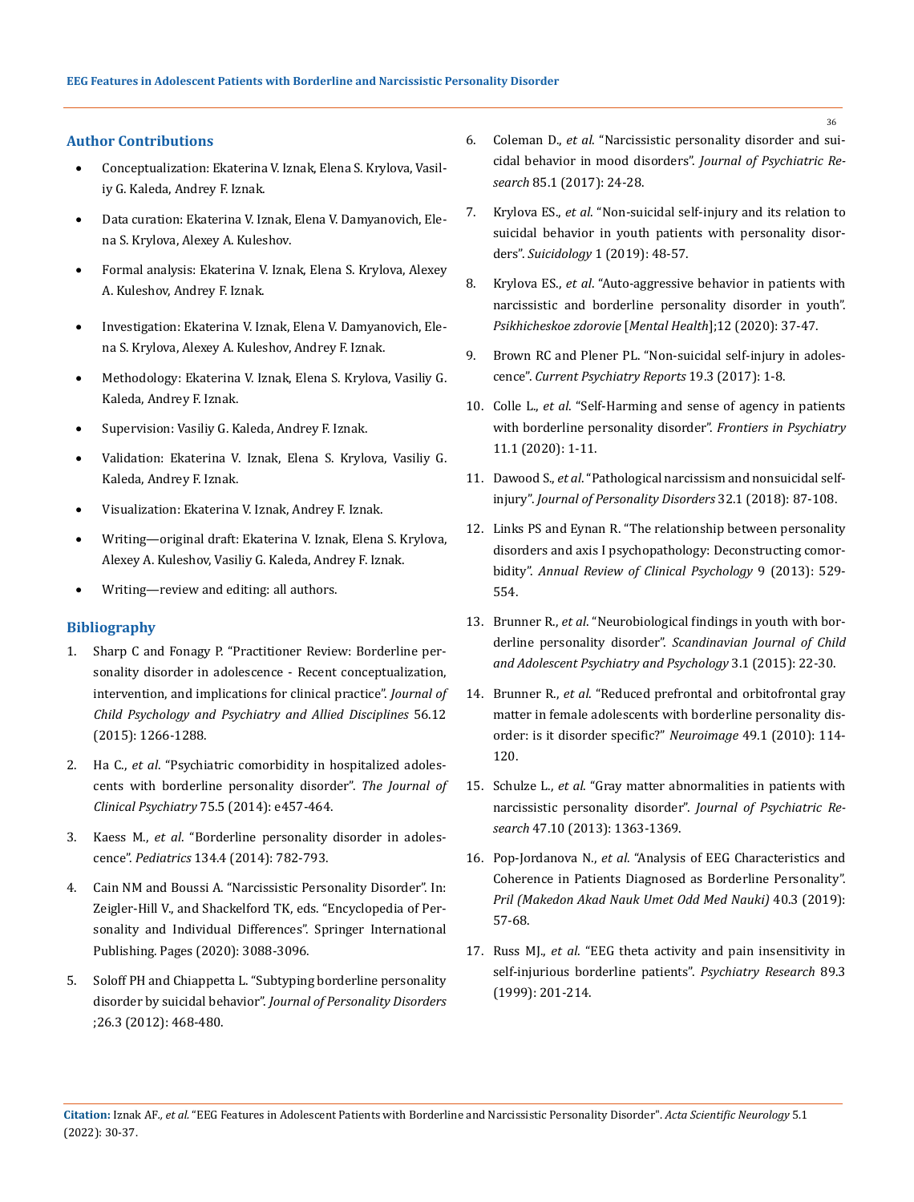## Author Contributions

- Conceptualization: Ekaterina V. Iznak, Elena S. Krylova, Vasiliy G. Kaleda, Andrey F. Iznak.
- Data curation: Ekaterina V. Iznak, Elena V. Damyanovich, Elena S. Krylova, Alexey A. Kuleshov.
- Formal analysis: Ekaterina V. Iznak, Elena S. Krylova, Alexey A. Kuleshov, Andrey F. Iznak.
- Investigation: Ekaterina V. Iznak, Elena V. Damyanovich, Elena S. Krylova, Alexey A. Kuleshov, Andrey F. Iznak.
- Methodology: Ekaterina V. Iznak, Elena S. Krylova, Vasiliy G. Kaleda, Andrey F. Iznak.
- Supervision: Vasiliy G. Kaleda, Andrey F. Iznak.
- Validation: Ekaterina V. Iznak, Elena S. Krylova, Vasiliy G. Kaleda, Andrey F. Iznak.
- Visualization: Ekaterina V. Iznak, Andrey F. Iznak.
- Writing—original draft: Ekaterina V. Iznak, Elena S. Krylova, Alexey A. Kuleshov, Vasiliy G. Kaleda, Andrey F. Iznak.
- Writing—review and editing: all authors.

## Bibliography

1. Sharp C and Fonagy P. "Practitioner Review: Borderline personality disorder in adolescence - Recent conceptualization, intervention, and implications for clinical practice". *Journal of Child Psychology and Psychiatry and Allied Disciplines* 56.12 (2015): 1266-1288.
2. Ha C., *et al*. "Psychiatric comorbidity in hospitalized adolescents with borderline personality disorder". *The Journal of Clinical Psychiatry* 75.5 (2014): e457-464.
3. Kaess M., *et al*. "Borderline personality disorder in adolescence". *Pediatrics* 134.4 (2014): 782-793.
4. Cain NM and Boussi A. "Narcissistic Personality Disorder". In: Zeigler-Hill V., and Shackelford TK, eds. "Encyclopedia of Personality and Individual Differences". Springer International Publishing. Pages (2020): 3088-3096.
5. Soloff PH and Chiappetta L. "Subtyping borderline personality disorder by suicidal behavior". *Journal of Personality Disorders* ;26.3 (2012): 468-480.
6. Coleman D., *et al*. "Narcissistic personality disorder and suicidal behavior in mood disorders". *Journal of Psychiatric Research* 85.1 (2017): 24-28.
7. Krylova ES., *et al*. "Non-suicidal self-injury and its relation to suicidal behavior in youth patients with personality disorders". *Suicidology* 1 (2019): 48-57.
8. Krylova ES., *et al*. "Auto-aggressive behavior in patients with narcissistic and borderline personality disorder in youth". *Psikhicheskoe zdorovie* [*Mental Health*];12 (2020): 37-47.
9. Brown RC and Plener PL. "Non-suicidal self-injury in adolescence". *Current Psychiatry Reports* 19.3 (2017): 1-8.
10. Colle L., *et al*. "Self-Harming and sense of agency in patients with borderline personality disorder". *Frontiers in Psychiatry* 11.1 (2020): 1-11.
11. Dawood S., *et al*. "Pathological narcissism and nonsuicidal self-injury". *Journal of Personality Disorders* 32.1 (2018): 87-108.
12. Links PS and Eynan R. "The relationship between personality disorders and axis I psychopathology: Deconstructing comorbidity". *Annual Review of Clinical Psychology* 9 (2013): 529-554.
13. Brunner R., *et al*. "Neurobiological findings in youth with borderline personality disorder". *Scandinavian Journal of Child and Adolescent Psychiatry and Psychology* 3.1 (2015): 22-30.
14. Brunner R., *et al*. "Reduced prefrontal and orbitofrontal gray matter in female adolescents with borderline personality disorder: is it disorder specific?" *Neuroimage* 49.1 (2010): 114-120.
15. Schulze L., *et al*. "Gray matter abnormalities in patients with narcissistic personality disorder". *Journal of Psychiatric Research* 47.10 (2013): 1363-1369.
16. Pop-Jordanova N., *et al*. "Analysis of EEG Characteristics and Coherence in Patients Diagnosed as Borderline Personality". *Pril (Makedon Akad Nauk Umet Odd Med Nauki)* 40.3 (2019): 57-68.
17. Russ MJ., *et al*. "EEG theta activity and pain insensitivity in self-injurious borderline patients". *Psychiatry Research* 89.3 (1999): 201-214.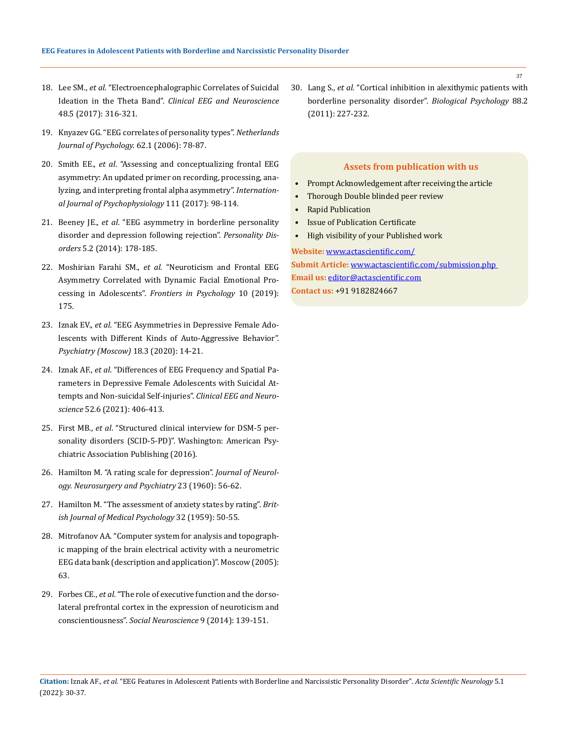18. Lee SM., *et al*. "Electroencephalographic Correlates of Suicidal Ideation in the Theta Band". *Clinical EEG and Neuroscience* 48.5 (2017): 316-321.

19. Knyazev GG. "EEG correlates of personality types". *Netherlands Journal of Psychology*. 62.1 (2006): 78-87.

20. Smith EE., *et al*. "Assessing and conceptualizing frontal EEG asymmetry: An updated primer on recording, processing, analyzing, and interpreting frontal alpha asymmetry". *International Journal of Psychophysiology* 111 (2017): 98-114.

21. Beeney JE., *et al*. "EEG asymmetry in borderline personality disorder and depression following rejection". *Personality Disorders* 5.2 (2014): 178-185.

22. Moshirian Farahi SM., *et al*. "Neuroticism and Frontal EEG Asymmetry Correlated with Dynamic Facial Emotional Processing in Adolescents". *Frontiers in Psychology* 10 (2019): 175.

23. Iznak EV., *et al*. "EEG Asymmetries in Depressive Female Adolescents with Different Kinds of Auto-Aggressive Behavior". *Psychiatry (Moscow)* 18.3 (2020): 14-21.

24. Iznak AF., *et al*. "Differences of EEG Frequency and Spatial Parameters in Depressive Female Adolescents with Suicidal Attempts and Non-suicidal Self-injuries". *Clinical EEG and Neuroscience* 52.6 (2021): 406-413.

25. First MB., *et al*. "Structured clinical interview for DSM-5 personality disorders (SCID-5-PD)". Washington: American Psychiatric Association Publishing (2016).

26. Hamilton M. "A rating scale for depression". *Journal of Neurology. Neurosurgery and Psychiatry* 23 (1960): 56-62.

27. Hamilton M. "The assessment of anxiety states by rating". *British Journal of Medical Psychology* 32 (1959): 50-55.

28. Mitrofanov AA. "Computer system for analysis and topographic mapping of the brain electrical activity with a neurometric EEG data bank (description and application)". Moscow (2005): 63.

29. Forbes CE., *et al*. "The role of executive function and the dorsolateral prefrontal cortex in the expression of neuroticism and conscientiousness". *Social Neuroscience* 9 (2014): 139-151.

30. Lang S., *et al*. "Cortical inhibition in alexithymic patients with borderline personality disorder". *Biological Psychology* 88.2 (2011): 227-232.

**Assets from publication with us**

- Prompt Acknowledgement after receiving the article
- Thorough Double blinded peer review
- Rapid Publication
- Issue of Publication Certificate
- High visibility of your Published work

**Website:** www.actascientific.com/

**Submit Article:** www.actascientific.com/submission.php

**Email us:** editor@actascientific.com

**Contact us:** +91 9182824667